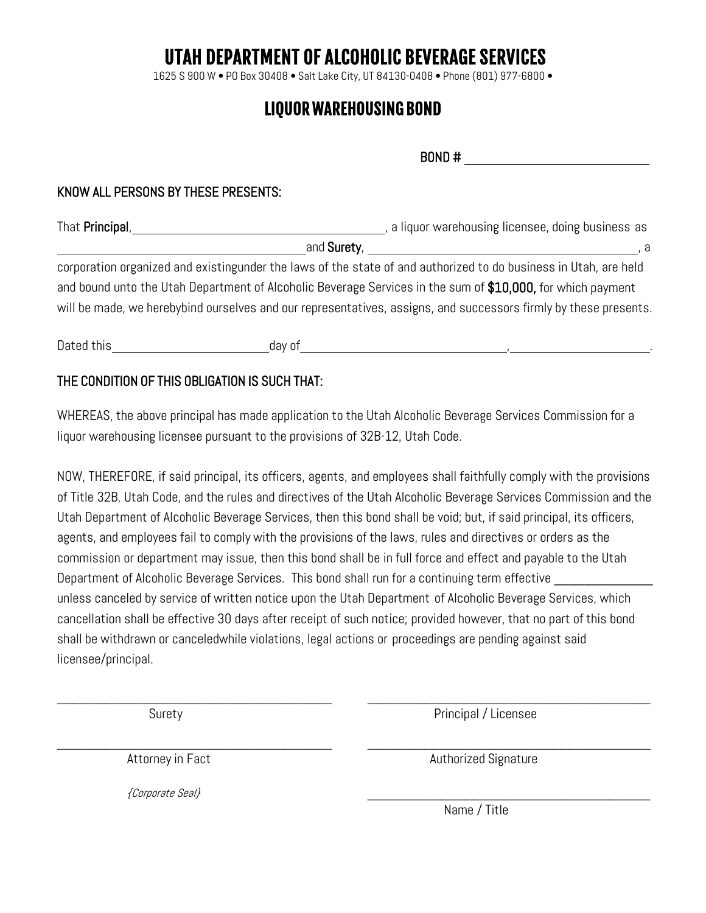# UTAH DEPARTMENT OF ALCOHOLIC BEVERAGE SERVICES

1625 S 900 W • PO Box 30408 • Salt Lake City, UT 84130-0408 • Phone (801) 977-6800 •

## LIQUOR WAREHOUSING BOND

BOND # ____________________________

**KNOW ALL PERSONS BY THESE PRESENTS:**

That **Principal**, ________________________________________, a liquor warehousing licensee, doing business as ________________________________________ and **Surety**, ________________________________________, a corporation organized and existingunder the laws of the state of and authorized to do business in Utah, are held and bound unto the Utah Department of Alcoholic Beverage Services in the sum of **$10,000,** for which payment will be made, we herebybind ourselves and our representatives, assigns, and successors firmly by these presents.

Dated this ________________________ day of ________________________________, ______________________.

**THE CONDITION OF THIS OBLIGATION IS SUCH THAT:**

WHEREAS, the above principal has made application to the Utah Alcoholic Beverage Services Commission for a liquor warehousing licensee pursuant to the provisions of 32B-12, Utah Code.

NOW, THEREFORE, if said principal, its officers, agents, and employees shall faithfully comply with the provisions of Title 32B, Utah Code, and the rules and directives of the Utah Alcoholic Beverage Services Commission and the Utah Department of Alcoholic Beverage Services, then this bond shall be void; but, if said principal, its officers, agents, and employees fail to comply with the provisions of the laws, rules and directives or orders as the commission or department may issue, then this bond shall be in full force and effect and payable to the Utah Department of Alcoholic Beverage Services. This bond shall run for a continuing term effective _______________ unless canceled by service of written notice upon the Utah Department of Alcoholic Beverage Services, which cancellation shall be effective 30 days after receipt of such notice; provided however, that no part of this bond shall be withdrawn or canceledwhile violations, legal actions or proceedings are pending against said licensee/principal.

| | |
|---|---|
| ______________________________ | ______________________________ |
| Surety | Principal / Licensee |
| ______________________________ | ______________________________ |
| Attorney in Fact | Authorized Signature |
| *{Corporate Seal}* | ______________________________ |
| | Name / Title |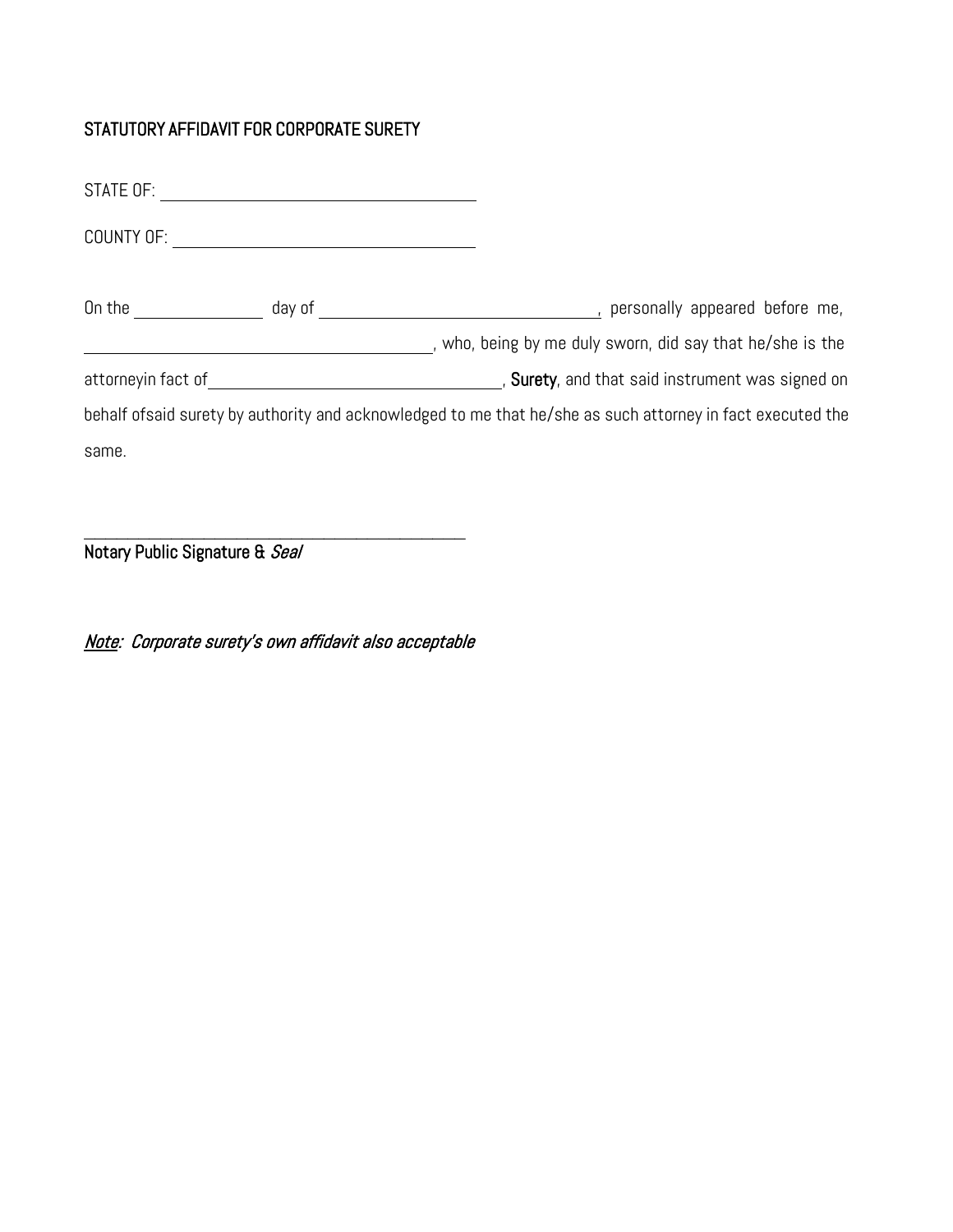STATUTORY AFFIDAVIT FOR CORPORATE SURETY

STATE OF: ______________________________

COUNTY OF: ______________________________

On the ____________ day of __________________________, personally appeared before me, ________________________________, who, being by me duly sworn, did say that he/she is the attorneyin fact of____________________________, **Surety**, and that said instrument was signed on behalf ofsaid surety by authority and acknowledged to me that he/she as such attorney in fact executed the same.

______________________________________

Notary Public Signature & *Seal*

*Note: Corporate surety's own affidavit also acceptable*